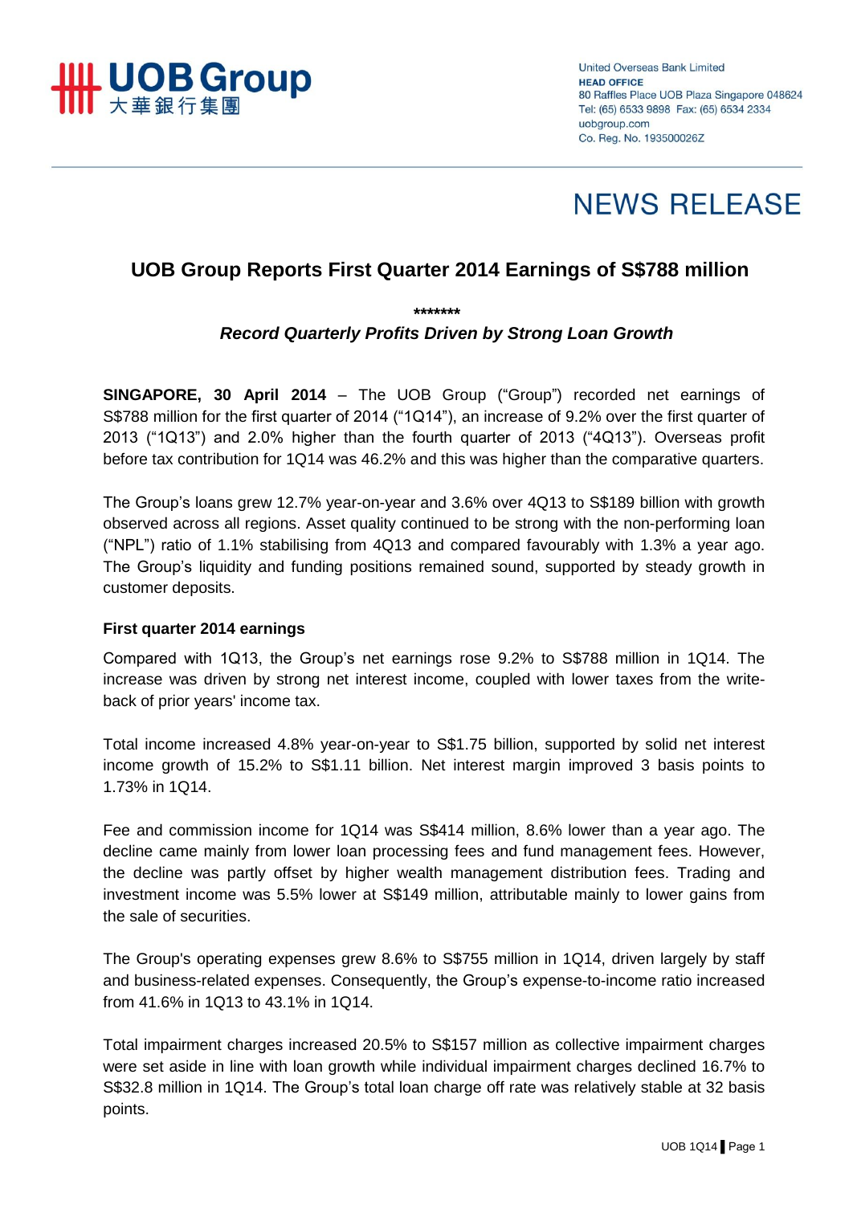UOB Group
大華銀行集團

United Overseas Bank Limited
**HEAD OFFICE**
80 Raffles Place UOB Plaza Singapore 048624
Tel: (65) 6533 9898 Fax: (65) 6534 2334
uobgroup.com
Co. Reg. No. 193500026Z

# NEWS RELEASE

## UOB Group Reports First Quarter 2014 Earnings of S$788 million

*******

***Record Quarterly Profits Driven by Strong Loan Growth***

**SINGAPORE, 30 April 2014** – The UOB Group ("Group") recorded net earnings of S$788 million for the first quarter of 2014 ("1Q14"), an increase of 9.2% over the first quarter of 2013 ("1Q13") and 2.0% higher than the fourth quarter of 2013 ("4Q13"). Overseas profit before tax contribution for 1Q14 was 46.2% and this was higher than the comparative quarters.

The Group's loans grew 12.7% year-on-year and 3.6% over 4Q13 to S$189 billion with growth observed across all regions. Asset quality continued to be strong with the non-performing loan ("NPL") ratio of 1.1% stabilising from 4Q13 and compared favourably with 1.3% a year ago. The Group's liquidity and funding positions remained sound, supported by steady growth in customer deposits.

### First quarter 2014 earnings

Compared with 1Q13, the Group's net earnings rose 9.2% to S$788 million in 1Q14. The increase was driven by strong net interest income, coupled with lower taxes from the write-back of prior years' income tax.

Total income increased 4.8% year-on-year to S$1.75 billion, supported by solid net interest income growth of 15.2% to S$1.11 billion. Net interest margin improved 3 basis points to 1.73% in 1Q14.

Fee and commission income for 1Q14 was S$414 million, 8.6% lower than a year ago. The decline came mainly from lower loan processing fees and fund management fees. However, the decline was partly offset by higher wealth management distribution fees. Trading and investment income was 5.5% lower at S$149 million, attributable mainly to lower gains from the sale of securities.

The Group's operating expenses grew 8.6% to S$755 million in 1Q14, driven largely by staff and business-related expenses. Consequently, the Group's expense-to-income ratio increased from 41.6% in 1Q13 to 43.1% in 1Q14.

Total impairment charges increased 20.5% to S$157 million as collective impairment charges were set aside in line with loan growth while individual impairment charges declined 16.7% to S$32.8 million in 1Q14. The Group's total loan charge off rate was relatively stable at 32 basis points.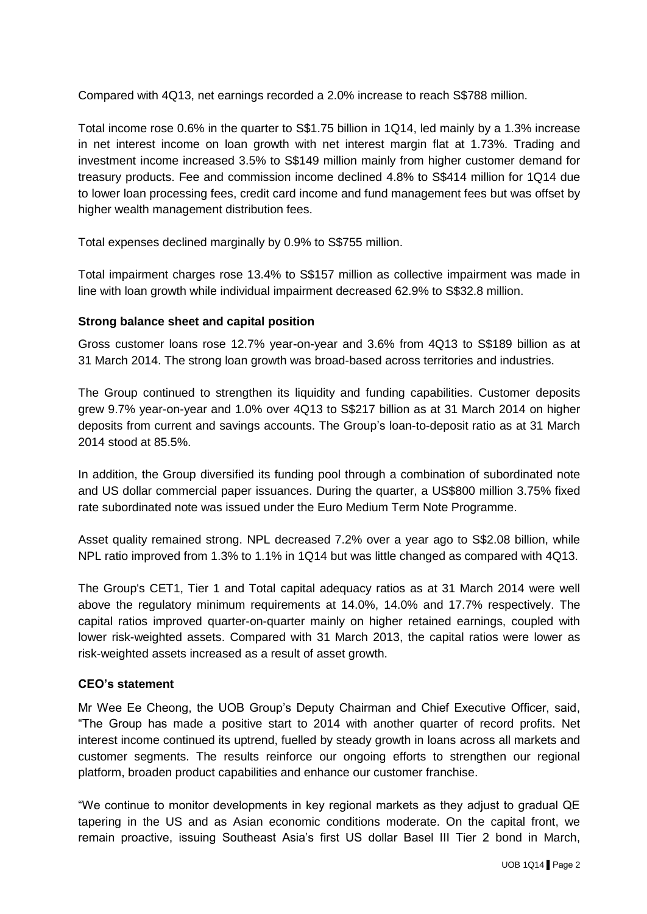Compared with 4Q13, net earnings recorded a 2.0% increase to reach S$788 million.

Total income rose 0.6% in the quarter to S$1.75 billion in 1Q14, led mainly by a 1.3% increase in net interest income on loan growth with net interest margin flat at 1.73%. Trading and investment income increased 3.5% to S$149 million mainly from higher customer demand for treasury products. Fee and commission income declined 4.8% to S$414 million for 1Q14 due to lower loan processing fees, credit card income and fund management fees but was offset by higher wealth management distribution fees.

Total expenses declined marginally by 0.9% to S$755 million.

Total impairment charges rose 13.4% to S$157 million as collective impairment was made in line with loan growth while individual impairment decreased 62.9% to S$32.8 million.

**Strong balance sheet and capital position**

Gross customer loans rose 12.7% year-on-year and 3.6% from 4Q13 to S$189 billion as at 31 March 2014. The strong loan growth was broad-based across territories and industries.

The Group continued to strengthen its liquidity and funding capabilities. Customer deposits grew 9.7% year-on-year and 1.0% over 4Q13 to S$217 billion as at 31 March 2014 on higher deposits from current and savings accounts. The Group's loan-to-deposit ratio as at 31 March 2014 stood at 85.5%.

In addition, the Group diversified its funding pool through a combination of subordinated note and US dollar commercial paper issuances. During the quarter, a US$800 million 3.75% fixed rate subordinated note was issued under the Euro Medium Term Note Programme.

Asset quality remained strong. NPL decreased 7.2% over a year ago to S$2.08 billion, while NPL ratio improved from 1.3% to 1.1% in 1Q14 but was little changed as compared with 4Q13.

The Group's CET1, Tier 1 and Total capital adequacy ratios as at 31 March 2014 were well above the regulatory minimum requirements at 14.0%, 14.0% and 17.7% respectively. The capital ratios improved quarter-on-quarter mainly on higher retained earnings, coupled with lower risk-weighted assets. Compared with 31 March 2013, the capital ratios were lower as risk-weighted assets increased as a result of asset growth.

**CEO's statement**

Mr Wee Ee Cheong, the UOB Group's Deputy Chairman and Chief Executive Officer, said, "The Group has made a positive start to 2014 with another quarter of record profits. Net interest income continued its uptrend, fuelled by steady growth in loans across all markets and customer segments. The results reinforce our ongoing efforts to strengthen our regional platform, broaden product capabilities and enhance our customer franchise.

"We continue to monitor developments in key regional markets as they adjust to gradual QE tapering in the US and as Asian economic conditions moderate. On the capital front, we remain proactive, issuing Southeast Asia's first US dollar Basel III Tier 2 bond in March,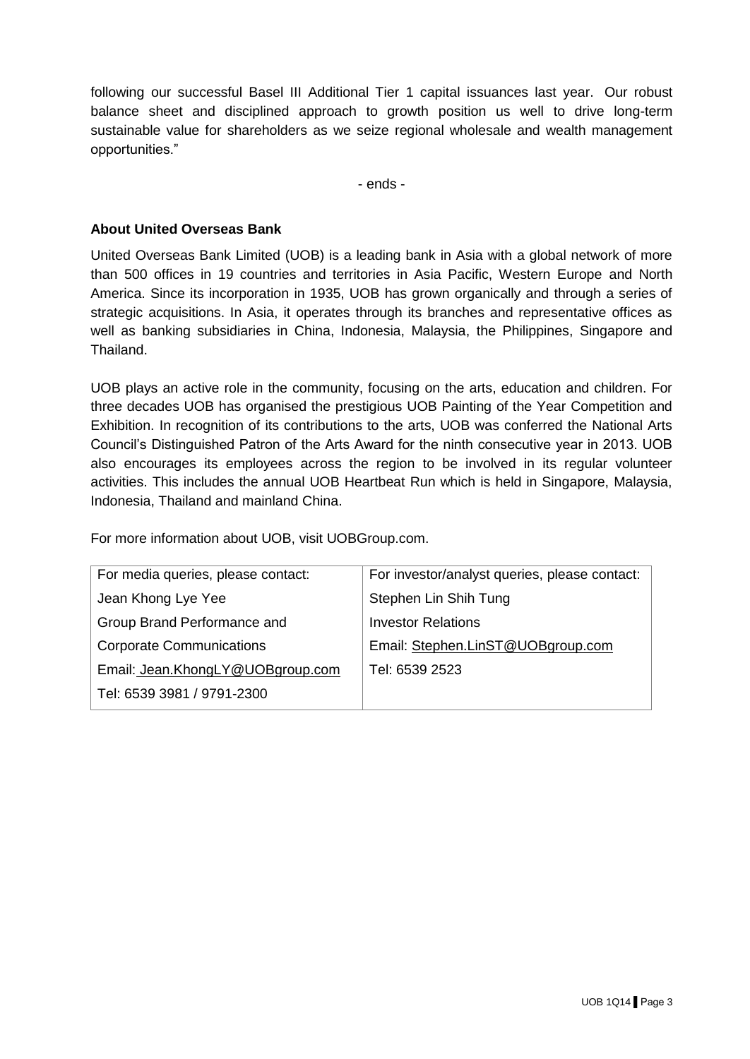following our successful Basel III Additional Tier 1 capital issuances last year. Our robust balance sheet and disciplined approach to growth position us well to drive long-term sustainable value for shareholders as we seize regional wholesale and wealth management opportunities."

- ends -

**About United Overseas Bank**

United Overseas Bank Limited (UOB) is a leading bank in Asia with a global network of more than 500 offices in 19 countries and territories in Asia Pacific, Western Europe and North America. Since its incorporation in 1935, UOB has grown organically and through a series of strategic acquisitions. In Asia, it operates through its branches and representative offices as well as banking subsidiaries in China, Indonesia, Malaysia, the Philippines, Singapore and Thailand.

UOB plays an active role in the community, focusing on the arts, education and children. For three decades UOB has organised the prestigious UOB Painting of the Year Competition and Exhibition. In recognition of its contributions to the arts, UOB was conferred the National Arts Council's Distinguished Patron of the Arts Award for the ninth consecutive year in 2013. UOB also encourages its employees across the region to be involved in its regular volunteer activities. This includes the annual UOB Heartbeat Run which is held in Singapore, Malaysia, Indonesia, Thailand and mainland China.

For more information about UOB, visit UOBGroup.com.

| | |
|---|---|
| For media queries, please contact: | For investor/analyst queries, please contact: |
| Jean Khong Lye Yee | Stephen Lin Shih Tung |
| Group Brand Performance and | Investor Relations |
| Corporate Communications | Email: Stephen.LinST@UOBgroup.com |
| Email: Jean.KhongLY@UOBgroup.com | Tel: 6539 2523 |
| Tel: 6539 3981 / 9791-2300 | |